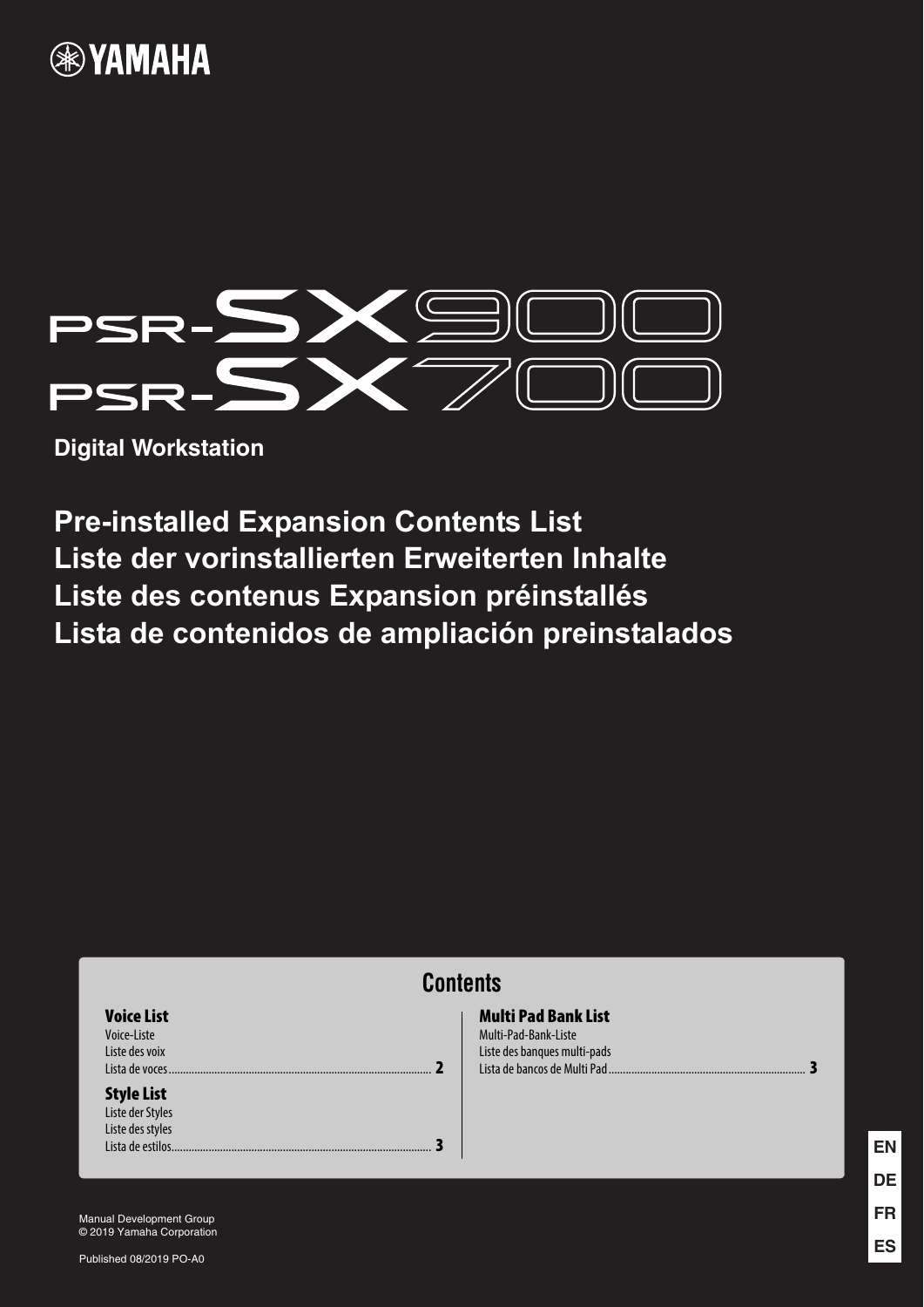YAMAHA

# PSR-SX900
# PSR-SX700

**Digital Workstation**

## Pre-installed Expansion Contents List
## Liste der vorinstallierten Erweiterten Inhalte
## Liste des contenus Expansion préinstallés
## Lista de contenidos de ampliación preinstalados

### Contents

**Voice List**
Voice-Liste
Liste des voix
Lista de voces .......... 2

**Style List**
Liste der Styles
Liste des styles
Lista de estilos .......... 3

**Multi Pad Bank List**
Multi-Pad-Bank-Liste
Liste des banques multi-pads
Lista de bancos de Multi Pad .......... 3

EN
DE
FR
ES

Manual Development Group
© 2019 Yamaha Corporation

Published 08/2019 PO-A0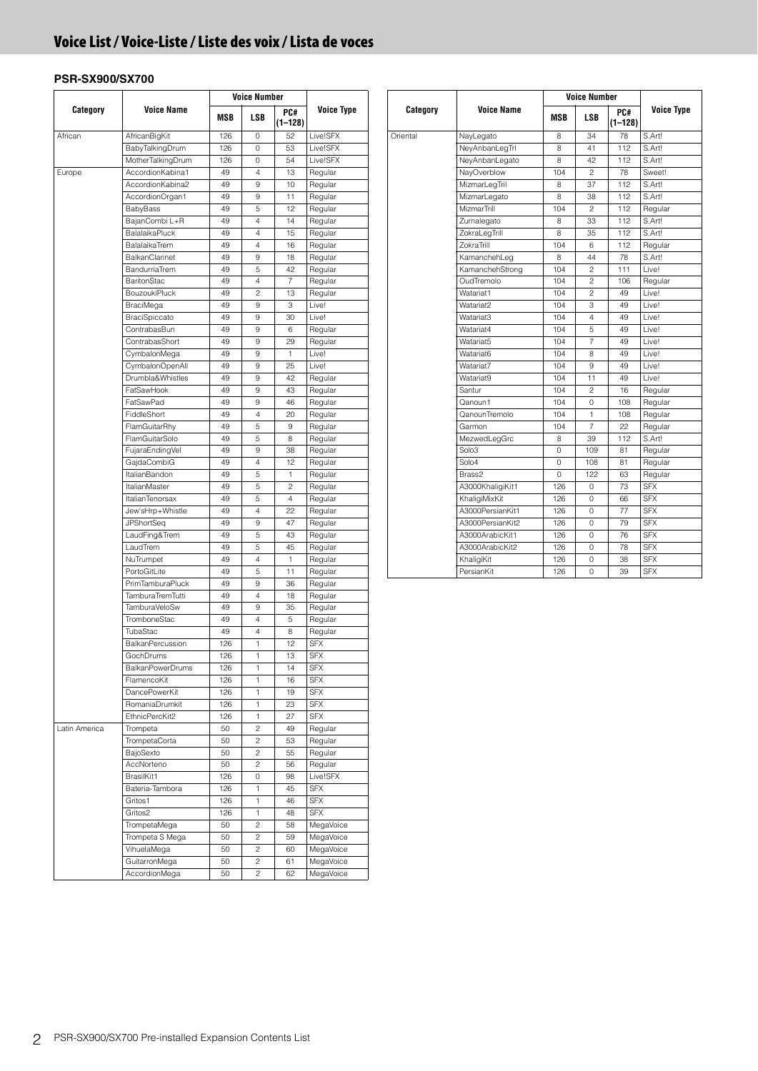# Voice List / Voice-Liste / Liste des voix / Lista de voces

### PSR-SX900/SX700

| Category | Voice Name | Voice Number | | | Voice Type |
|---|---|---|---|---|---|
| | | MSB | LSB | PC# (1–128) | |
| African | AfricanBigKit | 126 | 0 | 52 | Live!SFX |
| | BabyTalkingDrum | 126 | 0 | 53 | Live!SFX |
| | MotherTalkingDrum | 126 | 0 | 54 | Live!SFX |
| Europe | AccordionKabina1 | 49 | 4 | 13 | Regular |
| | AccordionKabina2 | 49 | 9 | 10 | Regular |
| | AccordionOrgan1 | 49 | 9 | 11 | Regular |
| | BabyBass | 49 | 5 | 12 | Regular |
| | BajanCombi L+R | 49 | 4 | 14 | Regular |
| | BalalaikaPluck | 49 | 4 | 15 | Regular |
| | BalalaikaTrem | 49 | 4 | 16 | Regular |
| | BalkanClarinet | 49 | 9 | 18 | Regular |
| | BandurriaTrem | 49 | 5 | 42 | Regular |
| | BaritonStac | 49 | 4 | 7 | Regular |
| | BouzoukiPluck | 49 | 2 | 13 | Regular |
| | BraciMega | 49 | 9 | 3 | Live! |
| | BraciSpiccato | 49 | 9 | 30 | Live! |
| | ContrabasBun | 49 | 9 | 6 | Regular |
| | ContrabasShort | 49 | 9 | 29 | Regular |
| | CymbalonMega | 49 | 9 | 1 | Live! |
| | CymbalonOpenAll | 49 | 9 | 25 | Live! |
| | Drumbla&Whistles | 49 | 9 | 42 | Regular |
| | FatSawHook | 49 | 9 | 43 | Regular |
| | FatSawPad | 49 | 9 | 46 | Regular |
| | FiddleShort | 49 | 4 | 20 | Regular |
| | FlamGuitarRhy | 49 | 5 | 9 | Regular |
| | FlamGuitarSolo | 49 | 5 | 8 | Regular |
| | FujaraEndingVel | 49 | 9 | 38 | Regular |
| | GajdaCombiG | 49 | 4 | 12 | Regular |
| | ItalianBandon | 49 | 5 | 1 | Regular |
| | ItalianMaster | 49 | 5 | 2 | Regular |
| | ItalianTenorsax | 49 | 5 | 4 | Regular |
| | Jew'sHrp+Whistle | 49 | 4 | 22 | Regular |
| | JPShortSeq | 49 | 9 | 47 | Regular |
| | LaudFing&Trem | 49 | 5 | 43 | Regular |
| | LaudTrem | 49 | 5 | 45 | Regular |
| | NuTrumpet | 49 | 4 | 1 | Regular |
| | PortoGitLite | 49 | 5 | 11 | Regular |
| | PrimTamburaPluck | 49 | 9 | 36 | Regular |
| | TamburaTremTutti | 49 | 4 | 18 | Regular |
| | TamburaVeloSw | 49 | 9 | 35 | Regular |
| | TromboneStac | 49 | 4 | 5 | Regular |
| | TubaStac | 49 | 4 | 8 | Regular |
| | BalkanPercussion | 126 | 1 | 12 | SFX |
| | GochDrums | 126 | 1 | 13 | SFX |
| | BalkanPowerDrums | 126 | 1 | 14 | SFX |
| | FlamencoKit | 126 | 1 | 16 | SFX |
| | DancePowerKit | 126 | 1 | 19 | SFX |
| | RomaniaDrumkit | 126 | 1 | 23 | SFX |
| | EthnicPercKit2 | 126 | 1 | 27 | SFX |
| Latin America | Trompeta | 50 | 2 | 49 | Regular |
| | TrompetaCorta | 50 | 2 | 53 | Regular |
| | BajoSexto | 50 | 2 | 55 | Regular |
| | AccNorteno | 50 | 2 | 56 | Regular |
| | BrasilKit1 | 126 | 0 | 98 | Live!SFX |
| | Bateria-Tambora | 126 | 1 | 45 | SFX |
| | Gritos1 | 126 | 1 | 46 | SFX |
| | Gritos2 | 126 | 1 | 48 | SFX |
| | TrompetaMega | 50 | 2 | 58 | MegaVoice |
| | Trompeta S Mega | 50 | 2 | 59 | MegaVoice |
| | VihuelaMega | 50 | 2 | 60 | MegaVoice |
| | GuitarronMega | 50 | 2 | 61 | MegaVoice |
| | AccordionMega | 50 | 2 | 62 | MegaVoice |

| Category | Voice Name | Voice Number | | | Voice Type |
|---|---|---|---|---|---|
| | | MSB | LSB | PC# (1–128) | |
| Oriental | NayLegato | 8 | 34 | 78 | S.Art! |
| | NeyAnbanLegTrl | 8 | 41 | 112 | S.Art! |
| | NeyAnbanLegato | 8 | 42 | 112 | S.Art! |
| | NayOverblow | 104 | 2 | 78 | Sweet! |
| | MizmarLegTril | 8 | 37 | 112 | S.Art! |
| | MizmarLegato | 8 | 38 | 112 | S.Art! |
| | MizmarTrill | 104 | 2 | 112 | Regular |
| | Zurnalegato | 8 | 33 | 112 | S.Art! |
| | ZokraLegTrill | 8 | 35 | 112 | S.Art! |
| | ZokraTrill | 104 | 6 | 112 | Regular |
| | KamanchehLeg | 8 | 44 | 78 | S.Art! |
| | KamanchehStrong | 104 | 2 | 111 | Live! |
| | OudTremolo | 104 | 2 | 106 | Regular |
| | Watariat1 | 104 | 2 | 49 | Live! |
| | Watariat2 | 104 | 3 | 49 | Live! |
| | Watariat3 | 104 | 4 | 49 | Live! |
| | Watariat4 | 104 | 5 | 49 | Live! |
| | Watariat5 | 104 | 7 | 49 | Live! |
| | Watariat6 | 104 | 8 | 49 | Live! |
| | Watariat7 | 104 | 9 | 49 | Live! |
| | Watariat9 | 104 | 11 | 49 | Live! |
| | Santur | 104 | 2 | 16 | Regular |
| | Qanoun1 | 104 | 0 | 108 | Regular |
| | QanounTremolo | 104 | 1 | 108 | Regular |
| | Garmon | 104 | 7 | 22 | Regular |
| | MezwedLegGrc | 8 | 39 | 112 | S.Art! |
| | Solo3 | 0 | 109 | 81 | Regular |
| | Solo4 | 0 | 108 | 81 | Regular |
| | Brass2 | 0 | 122 | 63 | Regular |
| | A3000KhaligiKit1 | 126 | 0 | 73 | SFX |
| | KhaligiMixKit | 126 | 0 | 66 | SFX |
| | A3000PersianKit1 | 126 | 0 | 77 | SFX |
| | A3000PersianKit2 | 126 | 0 | 79 | SFX |
| | A3000ArabicKit1 | 126 | 0 | 76 | SFX |
| | A3000ArabicKit2 | 126 | 0 | 78 | SFX |
| | KhaligiKit | 126 | 0 | 38 | SFX |
| | PersianKit | 126 | 0 | 39 | SFX |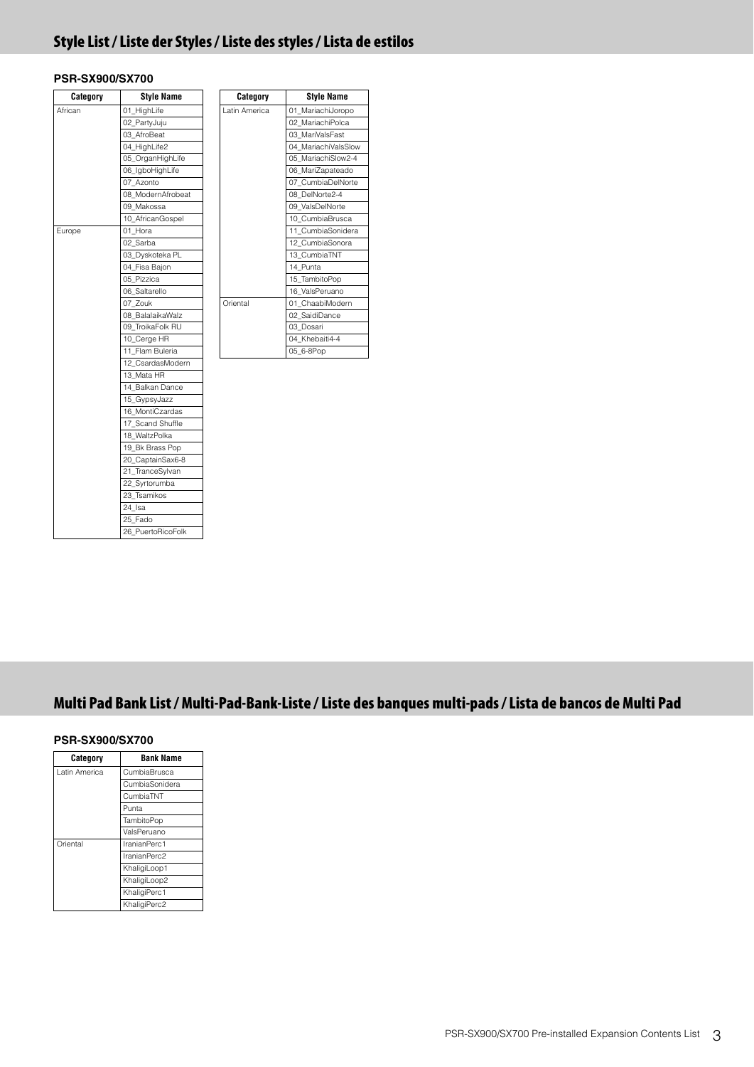## Style List / Liste der Styles / Liste des styles / Lista de estilos

**PSR-SX900/SX700**

| Category | Style Name |
|---|---|
| African | 01_HighLife |
| | 02_PartyJuju |
| | 03_AfroBeat |
| | 04_HighLife2 |
| | 05_OrganHighLife |
| | 06_IgboHighLife |
| | 07_Azonto |
| | 08_ModernAfrobeat |
| | 09_Makossa |
| | 10_AfricanGospel |
| Europe | 01_Hora |
| | 02_Sarba |
| | 03_Dyskoteka PL |
| | 04_Fisa Bajon |
| | 05_Pizzica |
| | 06_Saltarello |
| | 07_Zouk |
| | 08_BalalaikaWalz |
| | 09_TroikaFolk RU |
| | 10_Cerge HR |
| | 11_Flam Buleria |
| | 12_CsardasModern |
| | 13_Mata HR |
| | 14_Balkan Dance |
| | 15_GypsyJazz |
| | 16_MontiCzardas |
| | 17_Scand Shuffle |
| | 18_WaltzPolka |
| | 19_Bk Brass Pop |
| | 20_CaptainSax6-8 |
| | 21_TranceSylvan |
| | 22_Syrtorumba |
| | 23_Tsamikos |
| | 24_Isa |
| | 25_Fado |
| | 26_PuertoRicoFolk |

| Category | Style Name |
|---|---|
| Latin America | 01_MariachiJoropo |
| | 02_MariachiPolca |
| | 03_MariValsFast |
| | 04_MariachiValsSlow |
| | 05_MariachiSlow2-4 |
| | 06_MariZapateado |
| | 07_CumbiaDelNorte |
| | 08_DelNorte2-4 |
| | 09_ValsDelNorte |
| | 10_CumbiaBrusca |
| | 11_CumbiaSonidera |
| | 12_CumbiaSonora |
| | 13_CumbiaTNT |
| | 14_Punta |
| | 15_TambitoPop |
| | 16_ValsPeruano |
| Oriental | 01_ChaabiModern |
| | 02_SaidiDance |
| | 03_Dosari |
| | 04_Khebaiti4-4 |
| | 05_6-8Pop |

## Multi Pad Bank List / Multi-Pad-Bank-Liste / Liste des banques multi-pads / Lista de bancos de Multi Pad

**PSR-SX900/SX700**

| Category | Bank Name |
|---|---|
| Latin America | CumbiaBrusca |
| | CumbiaSonidera |
| | CumbiaTNT |
| | Punta |
| | TambitoPop |
| | ValsPeruano |
| Oriental | IranianPerc1 |
| | IranianPerc2 |
| | KhaligiLoop1 |
| | KhaligiLoop2 |
| | KhaligiPerc1 |
| | KhaligiPerc2 |